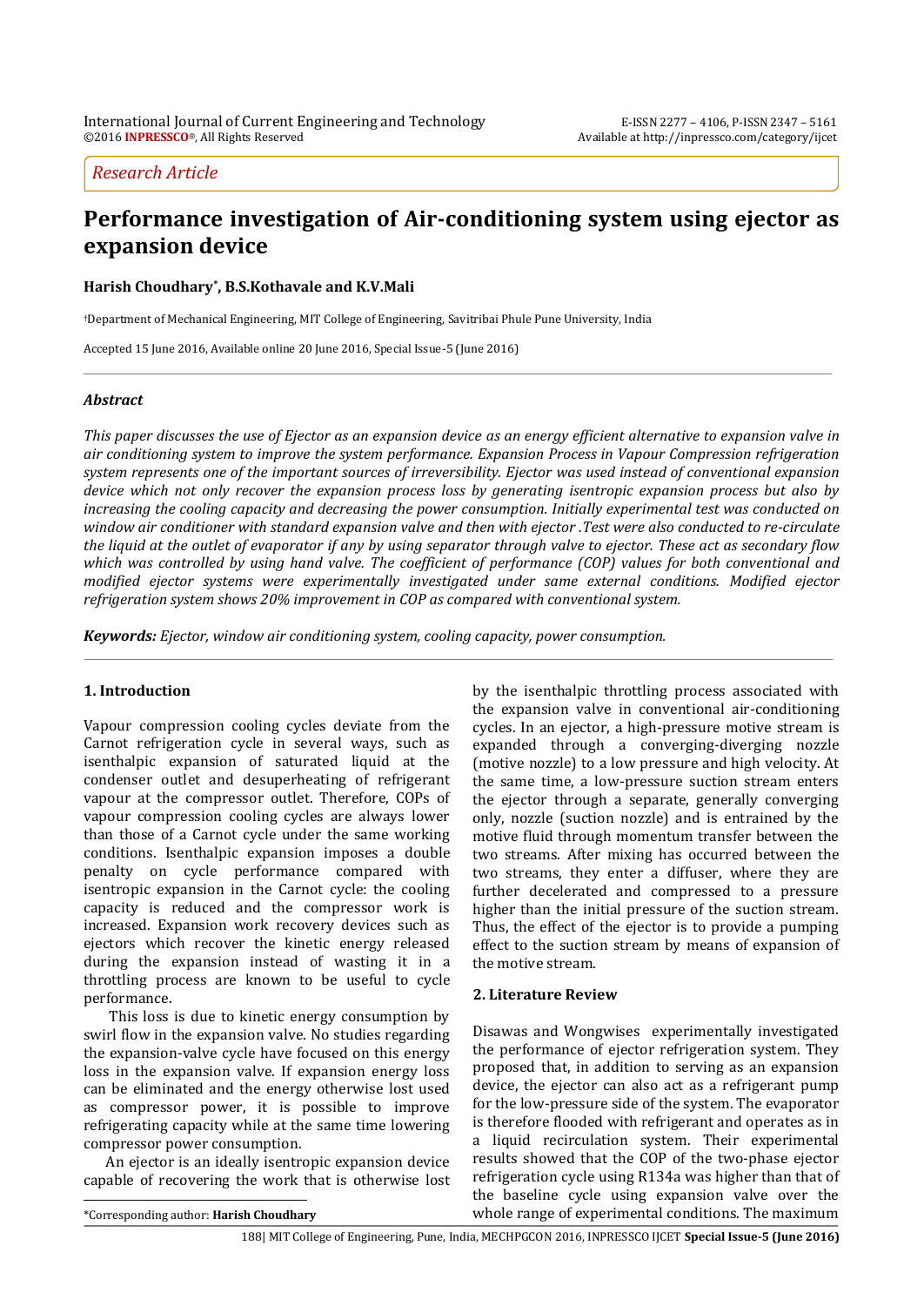*Research Article*

# Performance investigation of Air-conditioning system using ejector as expansion device

**Harish Choudhary[*], B.S.Kothavale and K.V.Mali**

[†]Department of Mechanical Engineering, MIT College of Engineering, Savitribai Phule Pune University, India

Accepted 15 June 2016, Available online 20 June 2016, Special Issue-5 (June 2016)

### *Abstract*

*This paper discusses the use of Ejector as an expansion device as an energy efficient alternative to expansion valve in air conditioning system to improve the system performance. Expansion Process in Vapour Compression refrigeration system represents one of the important sources of irreversibility. Ejector was used instead of conventional expansion device which not only recover the expansion process loss by generating isentropic expansion process but also by increasing the cooling capacity and decreasing the power consumption. Initially experimental test was conducted on window air conditioner with standard expansion valve and then with ejector .Test were also conducted to re-circulate the liquid at the outlet of evaporator if any by using separator through valve to ejector. These act as secondary flow which was controlled by using hand valve. The coefficient of performance (COP) values for both conventional and modified ejector systems were experimentally investigated under same external conditions. Modified ejector refrigeration system shows 20% improvement in COP as compared with conventional system.*

***Keywords:*** *Ejector, window air conditioning system, cooling capacity, power consumption.*

## 1. Introduction

Vapour compression cooling cycles deviate from the Carnot refrigeration cycle in several ways, such as isenthalpic expansion of saturated liquid at the condenser outlet and desuperheating of refrigerant vapour at the compressor outlet. Therefore, COPs of vapour compression cooling cycles are always lower than those of a Carnot cycle under the same working conditions. Isenthalpic expansion imposes a double penalty on cycle performance compared with isentropic expansion in the Carnot cycle: the cooling capacity is reduced and the compressor work is increased. Expansion work recovery devices such as ejectors which recover the kinetic energy released during the expansion instead of wasting it in a throttling process are known to be useful to cycle performance.

This loss is due to kinetic energy consumption by swirl flow in the expansion valve. No studies regarding the expansion-valve cycle have focused on this energy loss in the expansion valve. If expansion energy loss can be eliminated and the energy otherwise lost used as compressor power, it is possible to improve refrigerating capacity while at the same time lowering compressor power consumption.

An ejector is an ideally isentropic expansion device capable of recovering the work that is otherwise lost by the isenthalpic throttling process associated with the expansion valve in conventional air-conditioning cycles. In an ejector, a high-pressure motive stream is expanded through a converging-diverging nozzle (motive nozzle) to a low pressure and high velocity. At the same time, a low-pressure suction stream enters the ejector through a separate, generally converging only, nozzle (suction nozzle) and is entrained by the motive fluid through momentum transfer between the two streams. After mixing has occurred between the two streams, they enter a diffuser, where they are further decelerated and compressed to a pressure higher than the initial pressure of the suction stream. Thus, the effect of the ejector is to provide a pumping effect to the suction stream by means of expansion of the motive stream.

## 2. Literature Review

Disawas and Wongwises experimentally investigated the performance of ejector refrigeration system. They proposed that, in addition to serving as an expansion device, the ejector can also act as a refrigerant pump for the low-pressure side of the system. The evaporator is therefore flooded with refrigerant and operates as in a liquid recirculation system. Their experimental results showed that the COP of the two-phase ejector refrigeration cycle using R134a was higher than that of the baseline cycle using expansion valve over the whole range of experimental conditions. The maximum

*Corresponding author: **Harish Choudhary**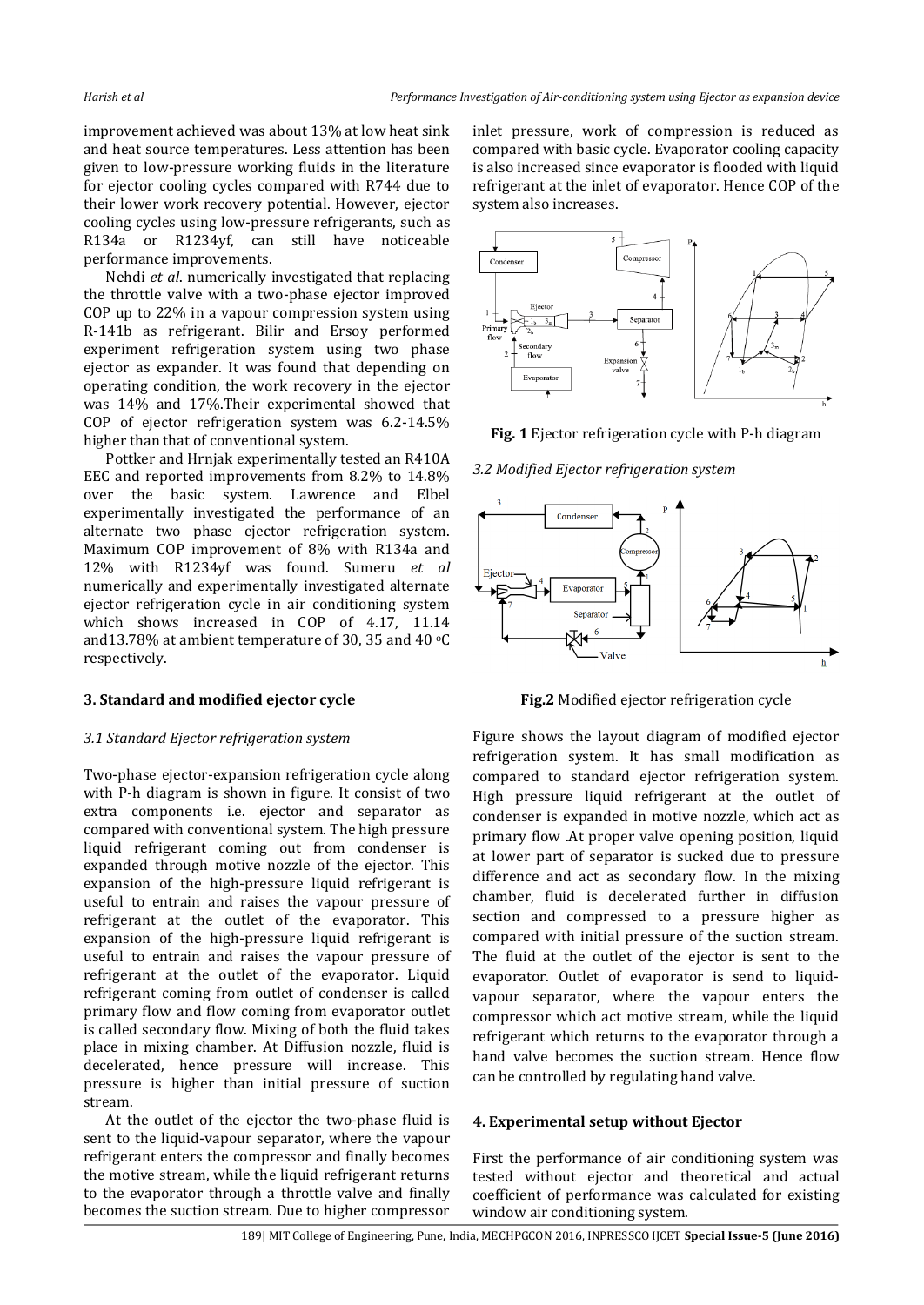improvement achieved was about 13% at low heat sink and heat source temperatures. Less attention has been given to low-pressure working fluids in the literature for ejector cooling cycles compared with R744 due to their lower work recovery potential. However, ejector cooling cycles using low-pressure refrigerants, such as R134a or R1234yf, can still have noticeable performance improvements.

Nehdi *et al*. numerically investigated that replacing the throttle valve with a two-phase ejector improved COP up to 22% in a vapour compression system using R-141b as refrigerant. Bilir and Ersoy performed experiment refrigeration system using two phase ejector as expander. It was found that depending on operating condition, the work recovery in the ejector was 14% and 17%.Their experimental showed that COP of ejector refrigeration system was 6.2-14.5% higher than that of conventional system.

Pottker and Hrnjak experimentally tested an R410A EEC and reported improvements from 8.2% to 14.8% over the basic system. Lawrence and Elbel experimentally investigated the performance of an alternate two phase ejector refrigeration system. Maximum COP improvement of 8% with R134a and 12% with R1234yf was found. Sumeru *et al* numerically and experimentally investigated alternate ejector refrigeration cycle in air conditioning system which shows increased in COP of 4.17, 11.14 and13.78% at ambient temperature of 30, 35 and 40 $^{o}$C respectively.

## 3. Standard and modified ejector cycle

### *3.1 Standard Ejector refrigeration system*

Two-phase ejector-expansion refrigeration cycle along with P-h diagram is shown in figure. It consist of two extra components i.e. ejector and separator as compared with conventional system. The high pressure liquid refrigerant coming out from condenser is expanded through motive nozzle of the ejector. This expansion of the high-pressure liquid refrigerant is useful to entrain and raises the vapour pressure of refrigerant at the outlet of the evaporator. This expansion of the high-pressure liquid refrigerant is useful to entrain and raises the vapour pressure of refrigerant at the outlet of the evaporator. Liquid refrigerant coming from outlet of condenser is called primary flow and flow coming from evaporator outlet is called secondary flow. Mixing of both the fluid takes place in mixing chamber. At Diffusion nozzle, fluid is decelerated, hence pressure will increase. This pressure is higher than initial pressure of suction stream.

At the outlet of the ejector the two-phase fluid is sent to the liquid-vapour separator, where the vapour refrigerant enters the compressor and finally becomes the motive stream, while the liquid refrigerant returns to the evaporator through a throttle valve and finally becomes the suction stream. Due to higher compressor inlet pressure, work of compression is reduced as compared with basic cycle. Evaporator cooling capacity is also increased since evaporator is flooded with liquid refrigerant at the inlet of evaporator. Hence COP of the system also increases.

**Fig. 1** Ejector refrigeration cycle with P-h diagram

### *3.2 Modified Ejector refrigeration system*

**Fig.2** Modified ejector refrigeration cycle

Figure shows the layout diagram of modified ejector refrigeration system. It has small modification as compared to standard ejector refrigeration system. High pressure liquid refrigerant at the outlet of condenser is expanded in motive nozzle, which act as primary flow .At proper valve opening position, liquid at lower part of separator is sucked due to pressure difference and act as secondary flow. In the mixing chamber, fluid is decelerated further in diffusion section and compressed to a pressure higher as compared with initial pressure of the suction stream. The fluid at the outlet of the ejector is sent to the evaporator. Outlet of evaporator is send to liquid-vapour separator, where the vapour enters the compressor which act motive stream, while the liquid refrigerant which returns to the evaporator through a hand valve becomes the suction stream. Hence flow can be controlled by regulating hand valve.

## 4. Experimental setup without Ejector

First the performance of air conditioning system was tested without ejector and theoretical and actual coefficient of performance was calculated for existing window air conditioning system.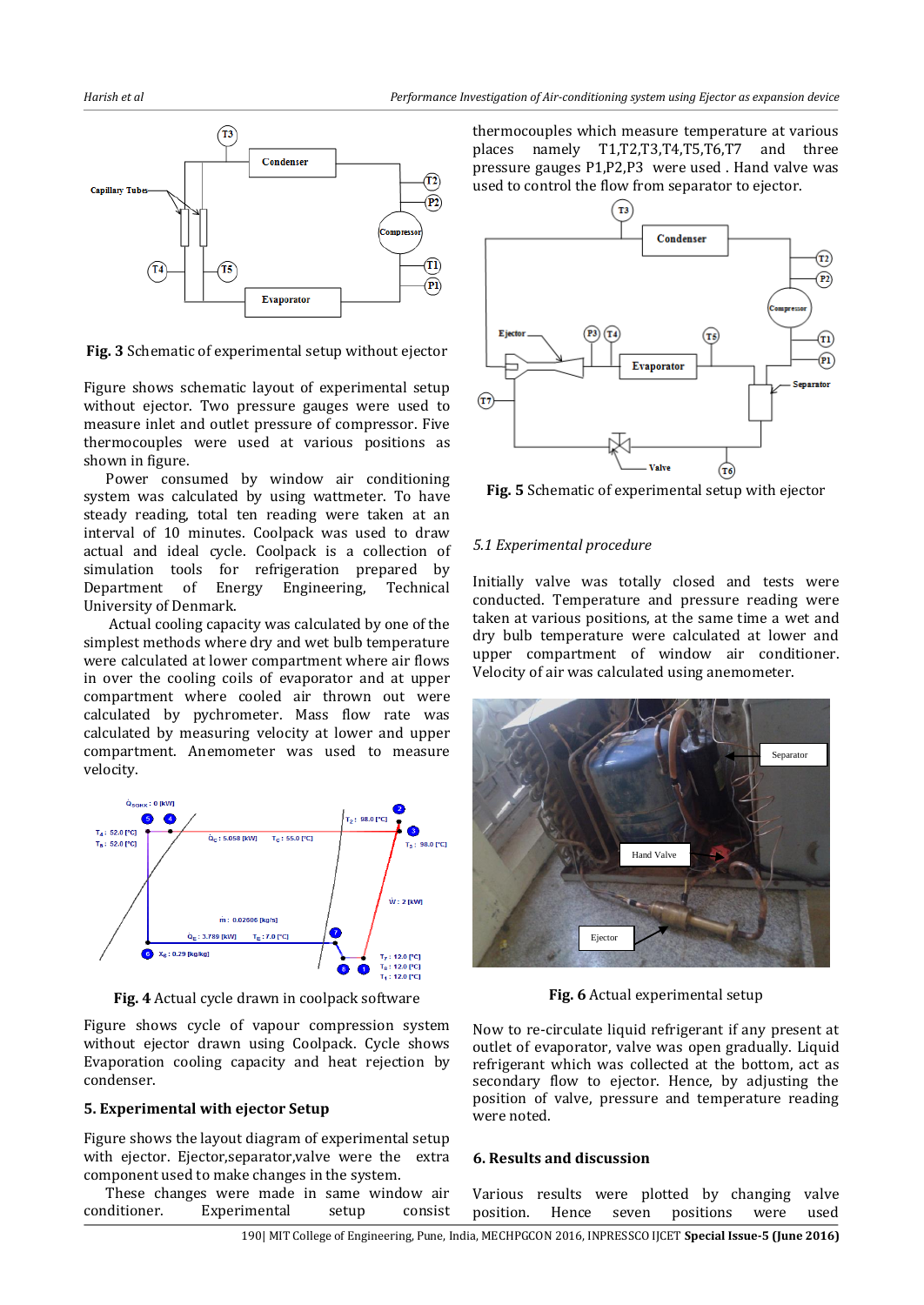Capillary Tubes

Condenser

Compressor

Evaporator

T3

T2

P2

T1

P1

T4

T5

**Fig. 3** Schematic of experimental setup without ejector

Figure shows schematic layout of experimental setup without ejector. Two pressure gauges were used to measure inlet and outlet pressure of compressor. Five thermocouples were used at various positions as shown in figure.

Power consumed by window air conditioning system was calculated by using wattmeter. To have steady reading, total ten reading were taken at an interval of 10 minutes. Coolpack was used to draw actual and ideal cycle. Coolpack is a collection of simulation tools for refrigeration prepared by Department of Energy Engineering, Technical University of Denmark.

Actual cooling capacity was calculated by one of the simplest methods where dry and wet bulb temperature were calculated at lower compartment where air flows in over the cooling coils of evaporator and at upper compartment where cooled air thrown out were calculated by pychrometer. Mass flow rate was calculated by measuring velocity at lower and upper compartment. Anemometer was used to measure velocity.

$\dot{Q}_{SOHX}$ : 0 [kW]

$T_4$ : 52.0 [°C]

$T_5$ : 52.0 [°C]

$\dot{Q}_C$ : 5.058 [kW]

$T_C$ : 55.0 [°C]

$T_2$ : 98.0 [°C]

$T_3$ : 98.0 [°C]

$\dot{W}$ : 2 [kW]

$\dot{m}$ : 0.02606 [kg/s]

$\dot{Q}_E$ : 3.789 [kW]

$T_E$ : 7.0 [°C]

$X_6$ : 0.29 [kg/kg]

$T_7$ : 12.0 [°C]

$T_8$ : 12.0 [°C]

$T_1$ : 12.0 [°C]

**Fig. 4** Actual cycle drawn in coolpack software

Figure shows cycle of vapour compression system without ejector drawn using Coolpack. Cycle shows Evaporation cooling capacity and heat rejection by condenser.

## 5. Experimental with ejector Setup

Figure shows the layout diagram of experimental setup with ejector. Ejector,separator,valve were the extra component used to make changes in the system.

These changes were made in same window air conditioner. Experimental setup consist thermocouples which measure temperature at various places namely T1,T2,T3,T4,T5,T6,T7 and three pressure gauges P1,P2,P3 were used . Hand valve was used to control the flow from separator to ejector.

T3

Condenser

T2

P2

Compressor

Ejector

P3

T4

T5

T1

P1

Evaporator

Separator

T7

Valve

T6

**Fig. 5** Schematic of experimental setup with ejector

### 5.1 Experimental procedure

Initially valve was totally closed and tests were conducted. Temperature and pressure reading were taken at various positions, at the same time a wet and dry bulb temperature were calculated at lower and upper compartment of window air conditioner. Velocity of air was calculated using anemometer.

Separator

Hand Valve

Ejector

**Fig. 6** Actual experimental setup

Now to re-circulate liquid refrigerant if any present at outlet of evaporator, valve was open gradually. Liquid refrigerant which was collected at the bottom, act as secondary flow to ejector. Hence, by adjusting the position of valve, pressure and temperature reading were noted.

## 6. Results and discussion

Various results were plotted by changing valve position. Hence seven positions were used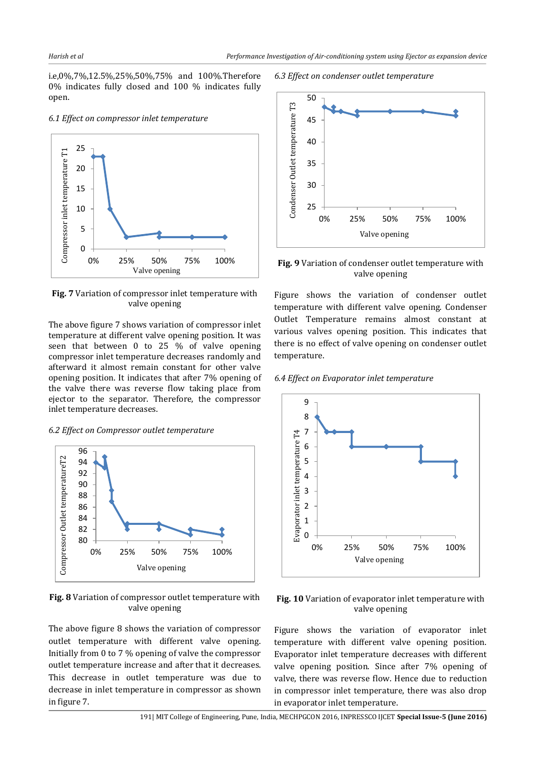i.e,0%,7%,12.5%,25%,50%,75% and 100%.Therefore 0% indicates fully closed and 100 % indicates fully open.

*6.1 Effect on compressor inlet temperature*

Compressor inlet temperature T1

25
20
15
10
5
0

0% 25% 50% 75% 100%

Valve opening

**Fig. 7** Variation of compressor inlet temperature with valve opening

The above figure 7 shows variation of compressor inlet temperature at different valve opening position. It was seen that between 0 to 25 % of valve opening compressor inlet temperature decreases randomly and afterward it almost remain constant for other valve opening position. It indicates that after 7% opening of the valve there was reverse flow taking place from ejector to the separator. Therefore, the compressor inlet temperature decreases.

*6.2 Effect on Compressor outlet temperature*

Compressor Outlet temperatureT2

96
94
92
90
88
86
84
82
80

0% 25% 50% 75% 100%

Valve opening

**Fig. 8** Variation of compressor outlet temperature with valve opening

The above figure 8 shows the variation of compressor outlet temperature with different valve opening. Initially from 0 to 7 % opening of valve the compressor outlet temperature increase and after that it decreases. This decrease in outlet temperature was due to decrease in inlet temperature in compressor as shown in figure 7.

*6.3 Effect on condenser outlet temperature*

Condenser Outlet temperature T3

50
45
40
35
30
25

0% 25% 50% 75% 100%

Valve opening

**Fig. 9** Variation of condenser outlet temperature with valve opening

Figure shows the variation of condenser outlet temperature with different valve opening. Condenser Outlet Temperature remains almost constant at various valves opening position. This indicates that there is no effect of valve opening on condenser outlet temperature.

*6.4 Effect on Evaporator inlet temperature*

Evaporator inlet temperature T4

9
8
7
6
5
4
3
2
1
0

0% 25% 50% 75% 100%

Valve opening

**Fig. 10** Variation of evaporator inlet temperature with valve opening

Figure shows the variation of evaporator inlet temperature with different valve opening position. Evaporator inlet temperature decreases with different valve opening position. Since after 7% opening of valve, there was reverse flow. Hence due to reduction in compressor inlet temperature, there was also drop in evaporator inlet temperature.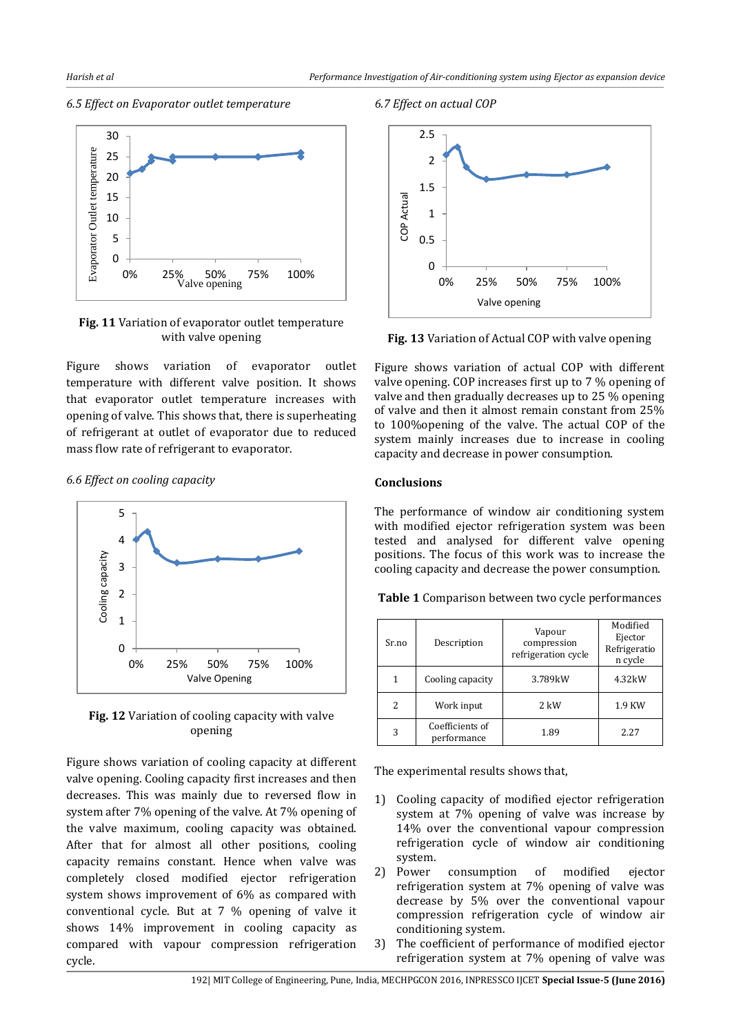*6.5 Effect on Evaporator outlet temperature*

Evaporator Outlet temperature

30
25
20
15
10
5
0

0%
25%
50%
75%
100%

Valve opening

**Fig. 11** Variation of evaporator outlet temperature with valve opening

Figure shows variation of evaporator outlet temperature with different valve position. It shows that evaporator outlet temperature increases with opening of valve. This shows that, there is superheating of refrigerant at outlet of evaporator due to reduced mass flow rate of refrigerant to evaporator.

*6.6 Effect on cooling capacity*

Cooling capacity

5
4
3
2
1
0

0%
25%
50%
75%
100%

Valve Opening

**Fig. 12** Variation of cooling capacity with valve opening

Figure shows variation of cooling capacity at different valve opening. Cooling capacity first increases and then decreases. This was mainly due to reversed flow in system after 7% opening of the valve. At 7% opening of the valve maximum, cooling capacity was obtained. After that for almost all other positions, cooling capacity remains constant. Hence when valve was completely closed modified ejector refrigeration system shows improvement of 6% as compared with conventional cycle. But at 7 % opening of valve it shows 14% improvement in cooling capacity as compared with vapour compression refrigeration cycle.

*6.7 Effect on actual COP*

COP Actual

2.5
2
1.5
1
0.5
0

0%
25%
50%
75%
100%

Valve opening

**Fig. 13** Variation of Actual COP with valve opening

Figure shows variation of actual COP with different valve opening. COP increases first up to 7 % opening of valve and then gradually decreases up to 25 % opening of valve and then it almost remain constant from 25% to 100%opening of the valve. The actual COP of the system mainly increases due to increase in cooling capacity and decrease in power consumption.

## Conclusions

The performance of window air conditioning system with modified ejector refrigeration system was been tested and analysed for different valve opening positions. The focus of this work was to increase the cooling capacity and decrease the power consumption.

**Table 1** Comparison between two cycle performances

| Sr.no | Description | Vapour compression refrigeration cycle | Modified Ejector Refrigeration cycle |
|---|---|---|---|
| 1 | Cooling capacity | 3.789kW | 4.32kW |
| 2 | Work input | 2 kW | 1.9 KW |
| 3 | Coefficients of performance | 1.89 | 2.27 |

The experimental results shows that,

1) Cooling capacity of modified ejector refrigeration system at 7% opening of valve was increase by 14% over the conventional vapour compression refrigeration cycle of window air conditioning system.
2) Power consumption of modified ejector refrigeration system at 7% opening of valve was decrease by 5% over the conventional vapour compression refrigeration cycle of window air conditioning system.
3) The coefficient of performance of modified ejector refrigeration system at 7% opening of valve was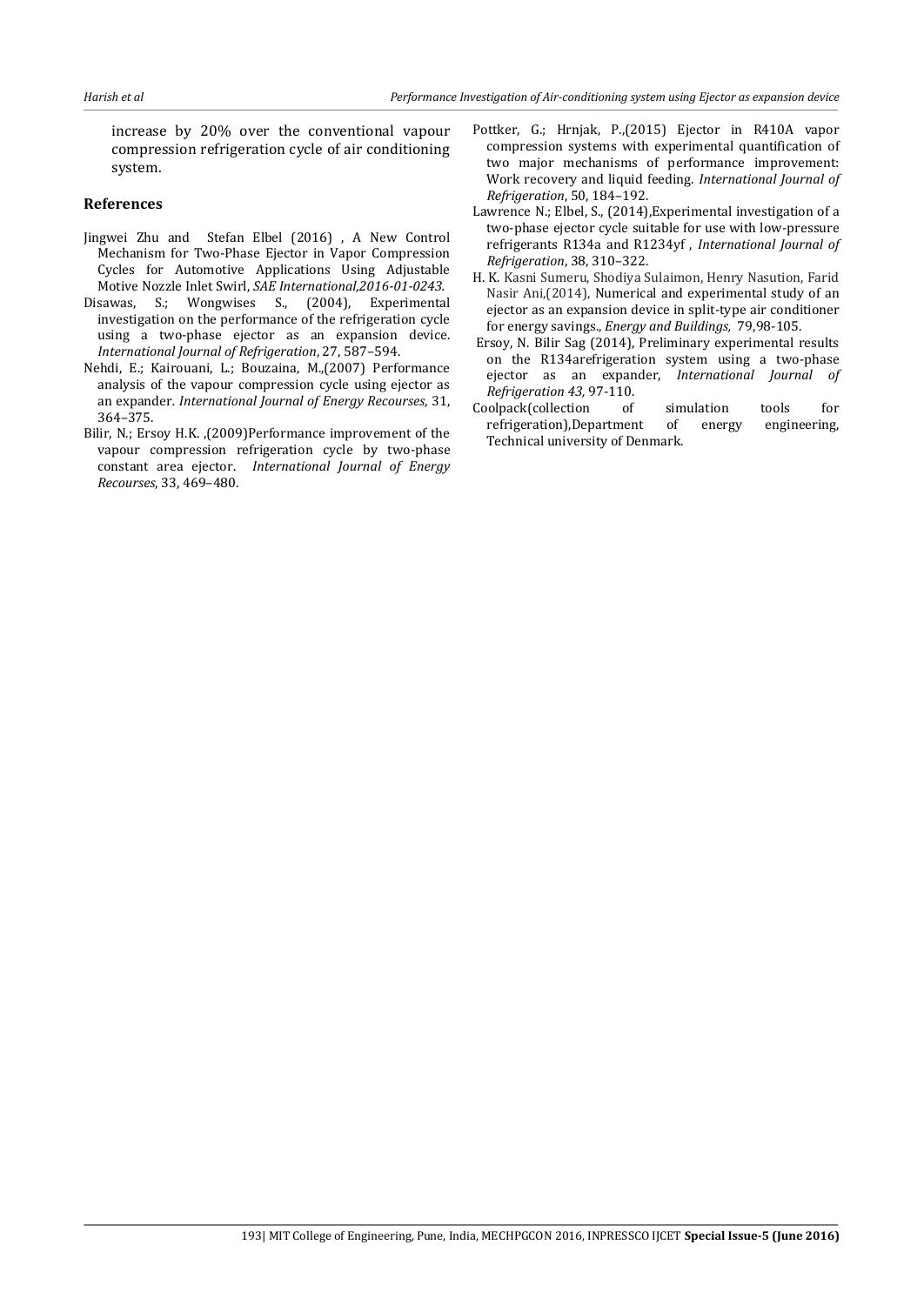increase by 20% over the conventional vapour compression refrigeration cycle of air conditioning system.

## References

Jingwei Zhu and Stefan Elbel (2016) , A New Control Mechanism for Two-Phase Ejector in Vapor Compression Cycles for Automotive Applications Using Adjustable Motive Nozzle Inlet Swirl, *SAE International,2016-01-0243.*

Disawas, S.; Wongwises S., (2004), Experimental investigation on the performance of the refrigeration cycle using a two-phase ejector as an expansion device. *International Journal of Refrigeration*, 27, 587–594.

Nehdi, E.; Kairouani, L.; Bouzaina, M.,(2007) Performance analysis of the vapour compression cycle using ejector as an expander. *International Journal of Energy Recourses*, 31, 364–375.

Bilir, N.; Ersoy H.K. ,(2009)Performance improvement of the vapour compression refrigeration cycle by two-phase constant area ejector. *International Journal of Energy Recourses*, 33, 469–480.

Pottker, G.; Hrnjak, P.,(2015) Ejector in R410A vapor compression systems with experimental quantification of two major mechanisms of performance improvement: Work recovery and liquid feeding. *International Journal of Refrigeration*, 50, 184–192.

Lawrence N.; Elbel, S., (2014),Experimental investigation of a two-phase ejector cycle suitable for use with low-pressure refrigerants R134a and R1234yf , *International Journal of Refrigeration*, 38, 310–322.

H. K. Kasni Sumeru, Shodiya Sulaimon, Henry Nasution, Farid Nasir Ani,(2014), Numerical and experimental study of an ejector as an expansion device in split-type air conditioner for energy savings., *Energy and Buildings,* 79,98-105.

Ersoy, N. Bilir Sag (2014), Preliminary experimental results on the R134arefrigeration system using a two-phase ejector as an expander, *International Journal of Refrigeration 43,* 97-110.

Coolpack(collection of simulation tools for refrigeration),Department of energy engineering, Technical university of Denmark.